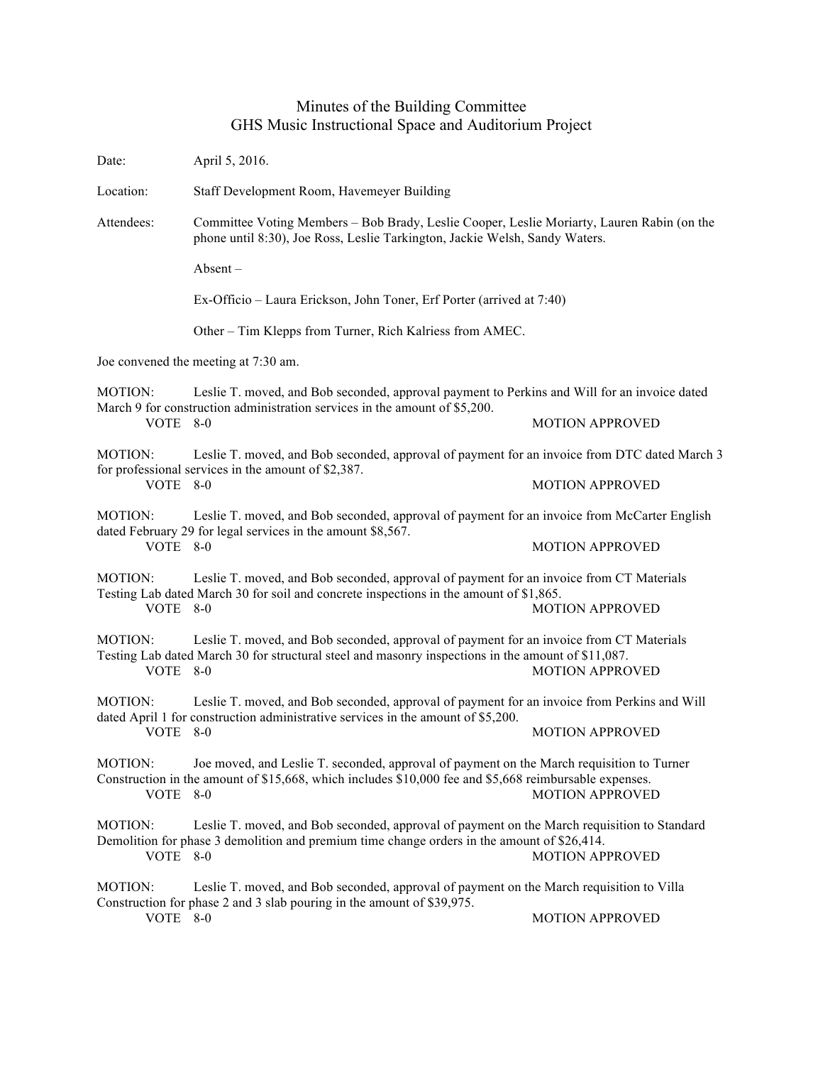# Minutes of the Building Committee
## GHS Music Instructional Space and Auditorium Project

Date: April 5, 2016.

Location: Staff Development Room, Havemeyer Building

Attendees: Committee Voting Members – Bob Brady, Leslie Cooper, Leslie Moriarty, Lauren Rabin (on the phone until 8:30), Joe Ross, Leslie Tarkington, Jackie Welsh, Sandy Waters.

Absent –

Ex-Officio – Laura Erickson, John Toner, Erf Porter (arrived at 7:40)

Other – Tim Klepps from Turner, Rich Kalriess from AMEC.

Joe convened the meeting at 7:30 am.

MOTION: Leslie T. moved, and Bob seconded, approval payment to Perkins and Will for an invoice dated March 9 for construction administration services in the amount of $5,200.
VOTE 8-0 MOTION APPROVED

MOTION: Leslie T. moved, and Bob seconded, approval of payment for an invoice from DTC dated March 3 for professional services in the amount of $2,387.
VOTE 8-0 MOTION APPROVED

MOTION: Leslie T. moved, and Bob seconded, approval of payment for an invoice from McCarter English dated February 29 for legal services in the amount $8,567.
VOTE 8-0 MOTION APPROVED

MOTION: Leslie T. moved, and Bob seconded, approval of payment for an invoice from CT Materials Testing Lab dated March 30 for soil and concrete inspections in the amount of $1,865.
VOTE 8-0 MOTION APPROVED

MOTION: Leslie T. moved, and Bob seconded, approval of payment for an invoice from CT Materials Testing Lab dated March 30 for structural steel and masonry inspections in the amount of $11,087.
VOTE 8-0 MOTION APPROVED

MOTION: Leslie T. moved, and Bob seconded, approval of payment for an invoice from Perkins and Will dated April 1 for construction administrative services in the amount of $5,200.
VOTE 8-0 MOTION APPROVED

MOTION: Joe moved, and Leslie T. seconded, approval of payment on the March requisition to Turner Construction in the amount of $15,668, which includes $10,000 fee and $5,668 reimbursable expenses.
VOTE 8-0 MOTION APPROVED

MOTION: Leslie T. moved, and Bob seconded, approval of payment on the March requisition to Standard Demolition for phase 3 demolition and premium time change orders in the amount of $26,414.
VOTE 8-0 MOTION APPROVED

MOTION: Leslie T. moved, and Bob seconded, approval of payment on the March requisition to Villa Construction for phase 2 and 3 slab pouring in the amount of $39,975.
VOTE 8-0 MOTION APPROVED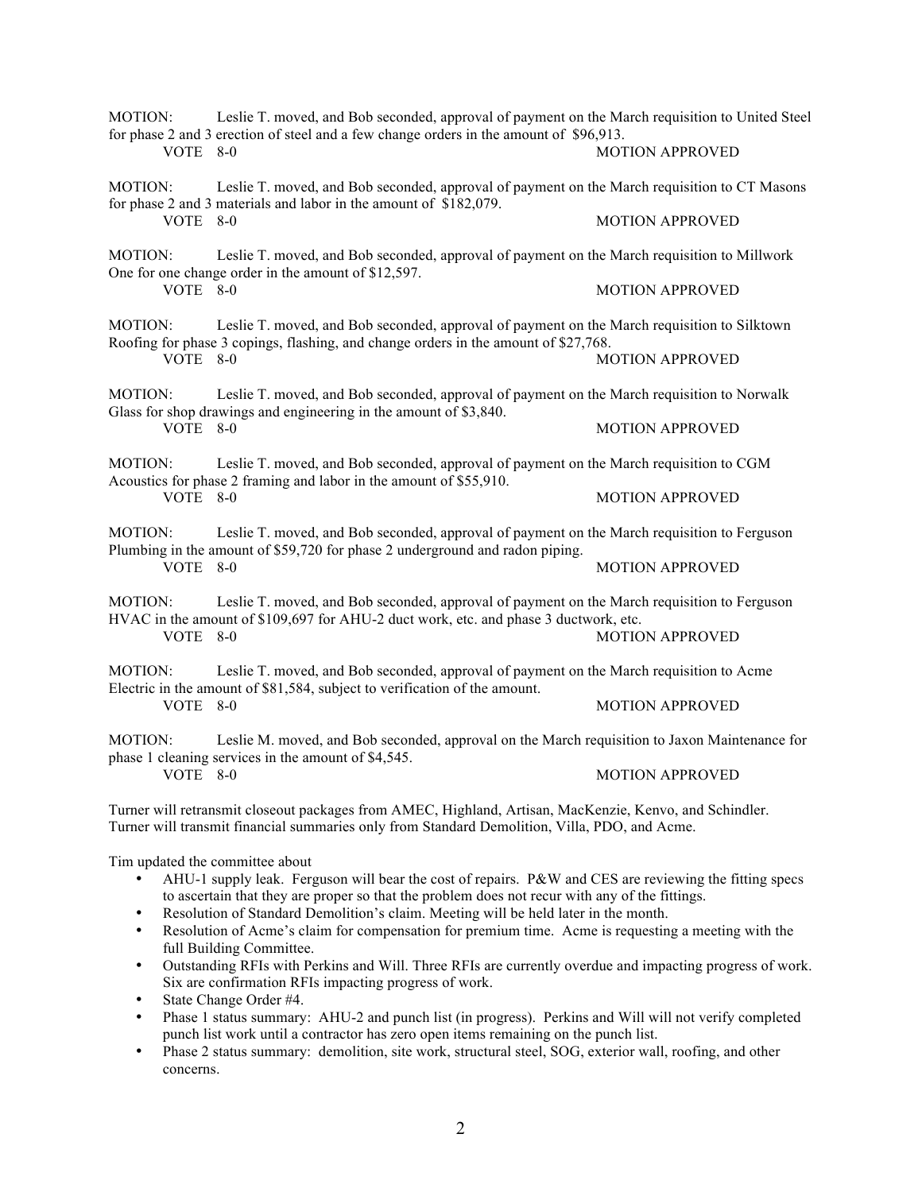MOTION: Leslie T. moved, and Bob seconded, approval of payment on the March requisition to United Steel for phase 2 and 3 erection of steel and a few change orders in the amount of $96,913.

VOTE 8-0 MOTION APPROVED

MOTION: Leslie T. moved, and Bob seconded, approval of payment on the March requisition to CT Masons for phase 2 and 3 materials and labor in the amount of $182,079.

VOTE 8-0 MOTION APPROVED

MOTION: Leslie T. moved, and Bob seconded, approval of payment on the March requisition to Millwork One for one change order in the amount of $12,597.

VOTE 8-0 MOTION APPROVED

MOTION: Leslie T. moved, and Bob seconded, approval of payment on the March requisition to Silktown Roofing for phase 3 copings, flashing, and change orders in the amount of $27,768.

VOTE 8-0 MOTION APPROVED

MOTION: Leslie T. moved, and Bob seconded, approval of payment on the March requisition to Norwalk Glass for shop drawings and engineering in the amount of $3,840.

VOTE 8-0 MOTION APPROVED

MOTION: Leslie T. moved, and Bob seconded, approval of payment on the March requisition to CGM Acoustics for phase 2 framing and labor in the amount of $55,910.

VOTE 8-0 MOTION APPROVED

MOTION: Leslie T. moved, and Bob seconded, approval of payment on the March requisition to Ferguson Plumbing in the amount of $59,720 for phase 2 underground and radon piping.

VOTE 8-0 MOTION APPROVED

MOTION: Leslie T. moved, and Bob seconded, approval of payment on the March requisition to Ferguson HVAC in the amount of $109,697 for AHU-2 duct work, etc. and phase 3 ductwork, etc.

VOTE 8-0 MOTION APPROVED

MOTION: Leslie T. moved, and Bob seconded, approval of payment on the March requisition to Acme Electric in the amount of $81,584, subject to verification of the amount.

VOTE 8-0 MOTION APPROVED

MOTION: Leslie M. moved, and Bob seconded, approval on the March requisition to Jaxon Maintenance for phase 1 cleaning services in the amount of $4,545.

VOTE 8-0 MOTION APPROVED

Turner will retransmit closeout packages from AMEC, Highland, Artisan, MacKenzie, Kenvo, and Schindler. Turner will transmit financial summaries only from Standard Demolition, Villa, PDO, and Acme.

Tim updated the committee about

- AHU-1 supply leak. Ferguson will bear the cost of repairs. P&W and CES are reviewing the fitting specs to ascertain that they are proper so that the problem does not recur with any of the fittings.
- Resolution of Standard Demolition's claim. Meeting will be held later in the month.
- Resolution of Acme's claim for compensation for premium time. Acme is requesting a meeting with the full Building Committee.
- Outstanding RFIs with Perkins and Will. Three RFIs are currently overdue and impacting progress of work. Six are confirmation RFIs impacting progress of work.
- State Change Order #4.
- Phase 1 status summary: AHU-2 and punch list (in progress). Perkins and Will will not verify completed punch list work until a contractor has zero open items remaining on the punch list.
- Phase 2 status summary: demolition, site work, structural steel, SOG, exterior wall, roofing, and other concerns.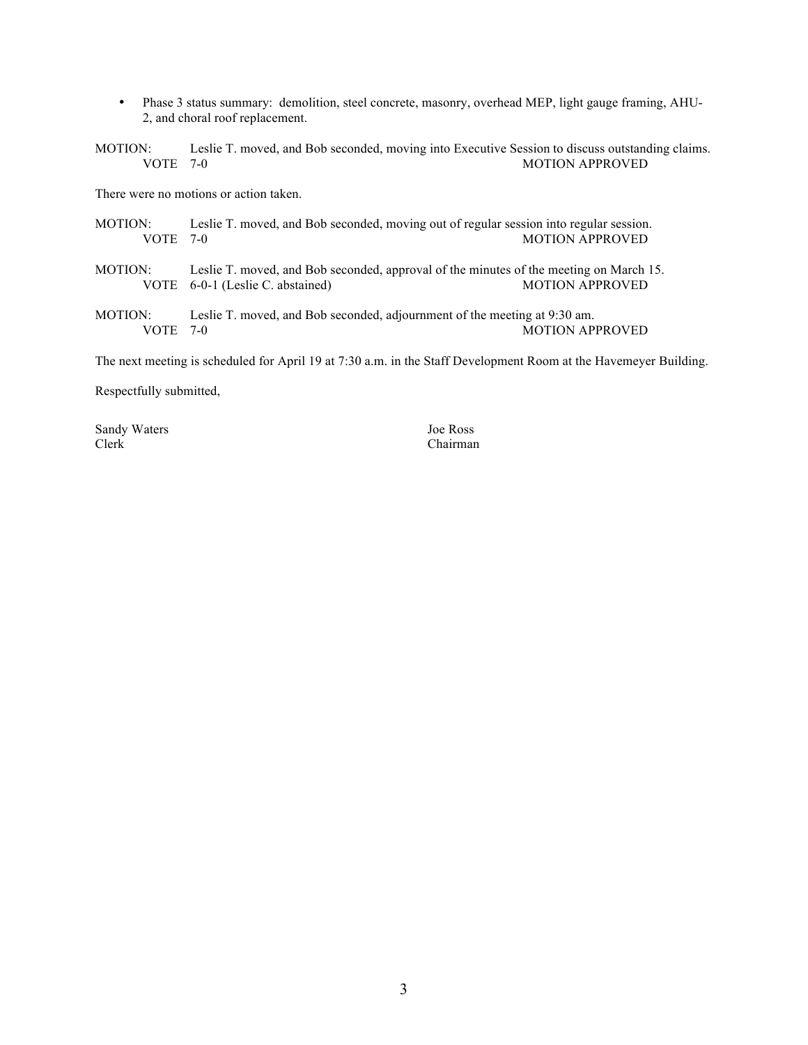- Phase 3 status summary: demolition, steel concrete, masonry, overhead MEP, light gauge framing, AHU-2, and choral roof replacement.

MOTION: Leslie T. moved, and Bob seconded, moving into Executive Session to discuss outstanding claims.
VOTE 7-0 MOTION APPROVED

There were no motions or action taken.

MOTION: Leslie T. moved, and Bob seconded, moving out of regular session into regular session.
VOTE 7-0 MOTION APPROVED

MOTION: Leslie T. moved, and Bob seconded, approval of the minutes of the meeting on March 15.
VOTE 6-0-1 (Leslie C. abstained) MOTION APPROVED

MOTION: Leslie T. moved, and Bob seconded, adjournment of the meeting at 9:30 am.
VOTE 7-0 MOTION APPROVED

The next meeting is scheduled for April 19 at 7:30 a.m. in the Staff Development Room at the Havemeyer Building.

Respectfully submitted,

Sandy Waters
Clerk

Joe Ross
Chairman